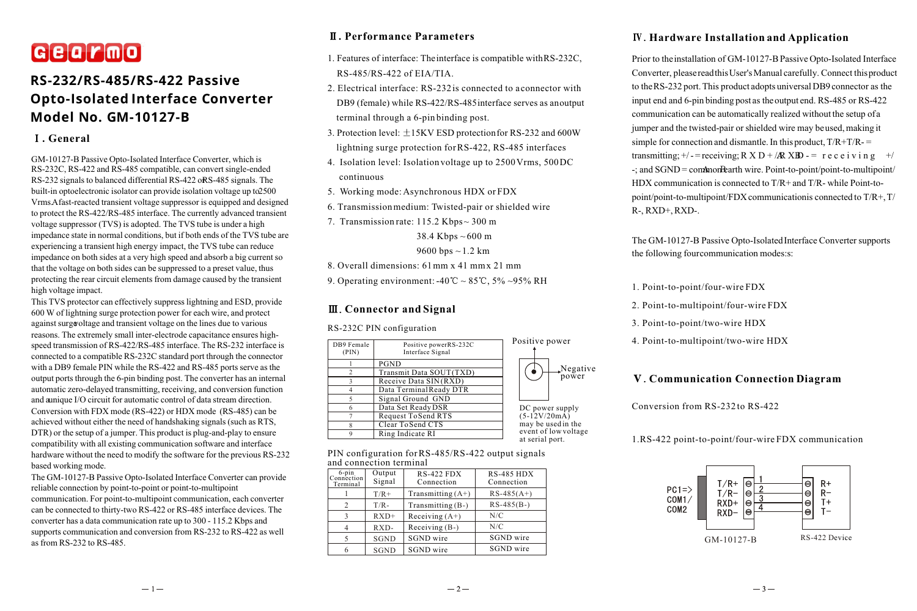gearmo

# RS-232/RS-485/RS-422 Passive Opto-Isolated Interface Converter Model No. GM-10127-B

## Ⅰ. General

GM-10127-B Passive Opto-Isolated Interface Converter, which is RS-232C, RS-422 and RS-485 compatible, can convert single-ended RS-232 signals to balanced differential RS-422 or RS-485 signals. The built-in optoelectronic isolator can provide isolation voltage up to 2500 Vrms. A fast-reacted transient voltage suppressor is equipped and designed to protect the RS-422/RS-485 interface. The currently advanced transient voltage suppressor (TVS) is adopted. The TVS tube is under a high impedance state in normal conditions, but if both ends of the TVS tube are experiencing a transient high energy impact, the TVS tube can reduce impedance on both sides at a very high speed and absorb a big current so that the voltage on both sides can be suppressed to a preset value, thus protecting the rear circuit elements from damage caused by the transient high voltage impact.

This TVS protector can effectively suppress lightning and ESD, provide 600 W of lightning surge protection power for each wire, and protect against surge voltage and transient voltage on the lines due to various reasons. The extremely small inter-electrode capacitance ensures high-speed transmission of RS-422/RS-485 interface. The RS-232 interface is connected to a compatible RS-232C standard port through the connector with a DB9 female PIN while the RS-422 and RS-485 ports serve as the output ports through the 6-pin binding post. The converter has an internal automatic zero-delayed transmitting, receiving, and conversion function and a unique I/O circuit for automatic control of data stream direction. Conversion with FDX mode (RS-422) or HDX mode (RS-485) can be achieved without either the need of handshaking signals (such as RTS, DTR) or the setup of a jumper. This product is plug-and-play to ensure compatibility with all existing communication software and interface hardware without the need to modify the software for the previous RS-232 based working mode.

The GM-10127-B Passive Opto-Isolated Interface Converter can provide reliable connection by point-to-point or point-to-multipoint communication. For point-to-multipoint communication, each converter can be connected to thirty-two RS-422 or RS-485 interface devices. The converter has a data communication rate up to 300 - 115.2 Kbps and supports communication and conversion from RS-232 to RS-422 as well as from RS-232 to RS-485.

## Ⅱ. Performance Parameters

1. Features of interface: The interface is compatible with RS-232C, RS-485/RS-422 of EIA/TIA.
2. Electrical interface: RS-232 is connected to a connector with DB9 (female) while RS-422/RS-485 interface serves as an output terminal through a 6-pin binding post.
3. Protection level: ±15KV ESD protection for RS-232 and 600W lightning surge protection for RS-422, RS-485 interfaces
4. Isolation level: Isolation voltage up to 2500 Vrms, 500 DC continuous
5. Working mode: Asynchronous HDX or FDX
6. Transmission medium: Twisted-pair or shielded wire
7. Transmission rate: 115.2 Kbps ~ 300 m
   38.4 Kbps ~ 600 m
   9600 bps ~ 1.2 km
8. Overall dimensions: 61 mm x 41 mm x 21 mm
9. Operating environment: -40℃ ~ 85℃, 5% ~95% RH

## Ⅲ. Connector and Signal

RS-232C PIN configuration

| DB9 Female (PIN) | Positive power RS-232C Interface Signal |
|---|---|
| 1 | PGND |
| 2 | Transmit Data SOUT(TXD) |
| 3 | Receive Data SIN(RXD) |
| 4 | Data Terminal Ready DTR |
| 5 | Signal Ground GND |
| 6 | Data Set Ready DSR |
| 7 | Request To Send RTS |
| 8 | Clear To Send CTS |
| 9 | Ring Indicate RI |

Positive power

Negative power

DC power supply (5-12V/20mA) may be used in the event of low voltage at serial port.

PIN configuration for RS-485/RS-422 output signals and connection terminal

| 6-pin Connection Terminal | Output Signal | RS-422 FDX Connection | RS-485 HDX Connection |
|---|---|---|---|
| 1 | T/R+ | Transmitting (A+) | RS-485(A+) |
| 2 | T/R- | Transmitting (B-) | RS-485(B-) |
| 3 | RXD+ | Receiving (A+) | N/C |
| 4 | RXD- | Receiving (B-) | N/C |
| 5 | SGND | SGND wire | SGND wire |
| 6 | SGND | SGND wire | SGND wire |

## Ⅳ. Hardware Installation and Application

Prior to the installation of GM-10127-B Passive Opto-Isolated Interface Converter, please read this User's Manual carefully. Connect this product to the RS-232 port. This product adopts universal DB9 connector as the input end and 6-pin binding post as the output end. RS-485 or RS-422 communication can be automatically realized without the setup of a jumper and the twisted-pair or shielded wire may be used, making it simple for connection and dismantle. In this product, T/R+T/R- = transmitting; +/- = receiving; R X D + /A R X D - = receiving +/-; and SGND = common earth wire. Point-to-point/point-to-multipoint/ HDX communication is connected to T/R+ and T/R- while Point-to-point/point-to-multipoint/FDX communication is connected to T/R+, T/R-, RXD+, RXD-.

The GM-10127-B Passive Opto-Isolated Interface Converter supports the following four communication modes:s:

1. Point-to-point/four-wire FDX
2. Point-to-multipoint/four-wire FDX
3. Point-to-point/two-wire HDX
4. Point-to-multipoint/two-wire HDX

## Ⅴ. Communication Connection Diagram

Conversion from RS-232 to RS-422

1.RS-422 point-to-point/four-wire FDX communication

PC1=> COM1/ COM2 — GM-10127-B: T/R+ (1) → R+; T/R- (2) → R-; RXD+ (3) → T+; RXD- (4) → T- — RS-422 Device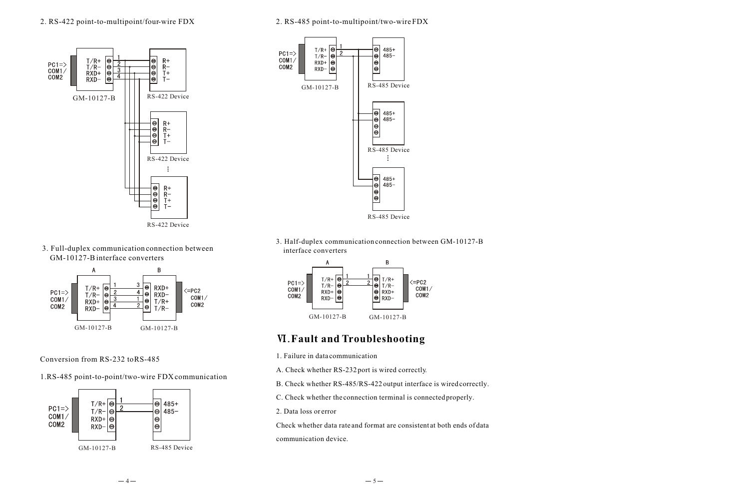2. RS-422 point-to-multipoint/four-wire FDX

PC1=>
COM1/
COM2

T/R+
T/R-
RXD+
RXD-

1
2
3
4

R+
R-
T+
T-

GM-10127-B

RS-422 Device

R+
R-
T+
T-

RS-422 Device

⋮

R+
R-
T+
T-

RS-422 Device

3. Full-duplex communication connection between GM-10127-B interface converters

A

B

PC1=>
COM1/
COM2

T/R+
T/R-
RXD+
RXD-

1
2
3
4

3
4
1
2

RXD+
RXD-
T/R+
T/R-

<=PC2
COM1/
COM2

GM-10127-B

GM-10127-B

Conversion from RS-232 to RS-485

1.RS-485 point-to-point/two-wire FDX communication

PC1=>
COM1/
COM2

T/R+
T/R-
RXD+
RXD-

1
2

485+
485-

GM-10127-B

RS-485 Device

2. RS-485 point-to-multipoint/two-wire FDX

PC1=>
COM1/
COM2

T/R+
T/R-
RXD+
RXD-

1
2

485+
485-

GM-10127-B

RS-485 Device

485+
485-

RS-485 Device

⋮

485+
485-

RS-485 Device

3. Half-duplex communication connection between GM-10127-B interface converters

A

B

PC1=>
COM1/
COM2

T/R+
T/R-
RXD+
RXD-

1
2

1
2

T/R+
T/R-
RXD+
RXD-

<=PC2
COM1/
COM2

GM-10127-B

GM-10127-B

# Ⅵ. Fault and Troubleshooting

1. Failure in data communication

A. Check whether RS-232 port is wired correctly.

B. Check whether RS-485/RS-422 output interface is wired correctly.

C. Check whether the connection terminal is connected properly.

2. Data loss or error

Check whether data rate and format are consistent at both ends of data communication device.